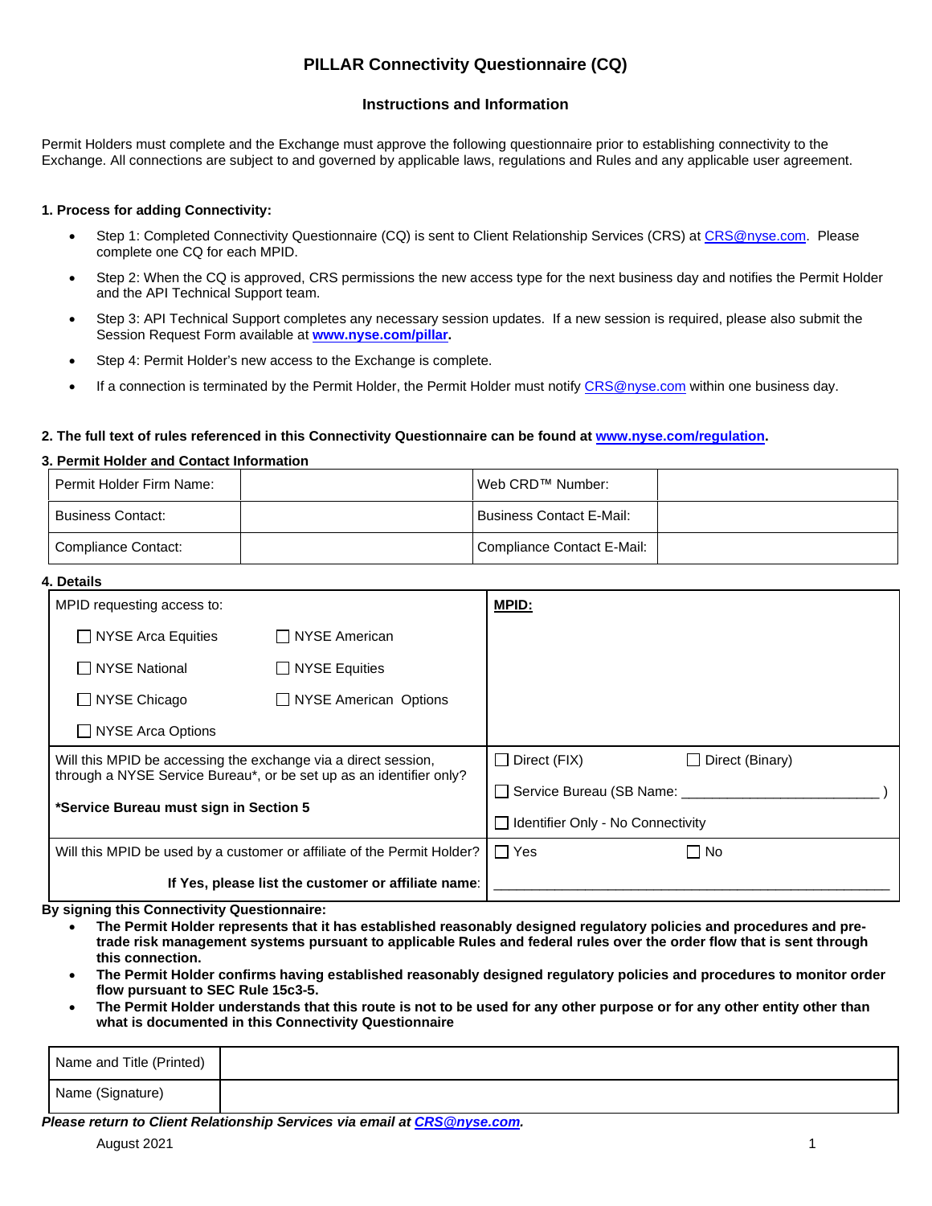# PILLAR Connectivity Questionnaire (CQ)

## Instructions and Information

Permit Holders must complete and the Exchange must approve the following questionnaire prior to establishing connectivity to the Exchange. All connections are subject to and governed by applicable laws, regulations and Rules and any applicable user agreement.

**1. Process for adding Connectivity:**

- Step 1: Completed Connectivity Questionnaire (CQ) is sent to Client Relationship Services (CRS) at CRS@nyse.com. Please complete one CQ for each MPID.
- Step 2: When the CQ is approved, CRS permissions the new access type for the next business day and notifies the Permit Holder and the API Technical Support team.
- Step 3: API Technical Support completes any necessary session updates. If a new session is required, please also submit the Session Request Form available at **www.nyse.com/pillar**.
- Step 4: Permit Holder's new access to the Exchange is complete.
- If a connection is terminated by the Permit Holder, the Permit Holder must notify CRS@nyse.com within one business day.

**2. The full text of rules referenced in this Connectivity Questionnaire can be found at www.nyse.com/regulation.**

**3. Permit Holder and Contact Information**

| Permit Holder Firm Name: | | Web CRD™ Number: | |
|---|---|---|---|
| Business Contact: | | Business Contact E-Mail: | |
| Compliance Contact: | | Compliance Contact E-Mail: | |

**4. Details**

| MPID requesting access to: | **MPID:** |
|---|---|
| ☐ NYSE Arca Equities ☐ NYSE American<br>☐ NYSE National ☐ NYSE Equities<br>☐ NYSE Chicago ☐ NYSE American Options<br>☐ NYSE Arca Options | |
| Will this MPID be accessing the exchange via a direct session, through a NYSE Service Bureau*, or be set up as an identifier only?<br><br>***Service Bureau must sign in Section 5** | ☐ Direct (FIX) ☐ Direct (Binary)<br>☐ Service Bureau (SB Name: ________________________ )<br>☐ Identifier Only - No Connectivity |
| Will this MPID be used by a customer or affiliate of the Permit Holder? | ☐ Yes ☐ No |
| **If Yes, please list the customer or affiliate name:** | ____________________________________________ |

**By signing this Connectivity Questionnaire:**

- **The Permit Holder represents that it has established reasonably designed regulatory policies and procedures and pre-trade risk management systems pursuant to applicable Rules and federal rules over the order flow that is sent through this connection.**
- **The Permit Holder confirms having established reasonably designed regulatory policies and procedures to monitor order flow pursuant to SEC Rule 15c3-5.**
- **The Permit Holder understands that this route is not to be used for any other purpose or for any other entity other than what is documented in this Connectivity Questionnaire**

| Name and Title (Printed) | |
|---|---|
| Name (Signature) | |

***Please return to Client Relationship Services via email at CRS@nyse.com.***

August 2021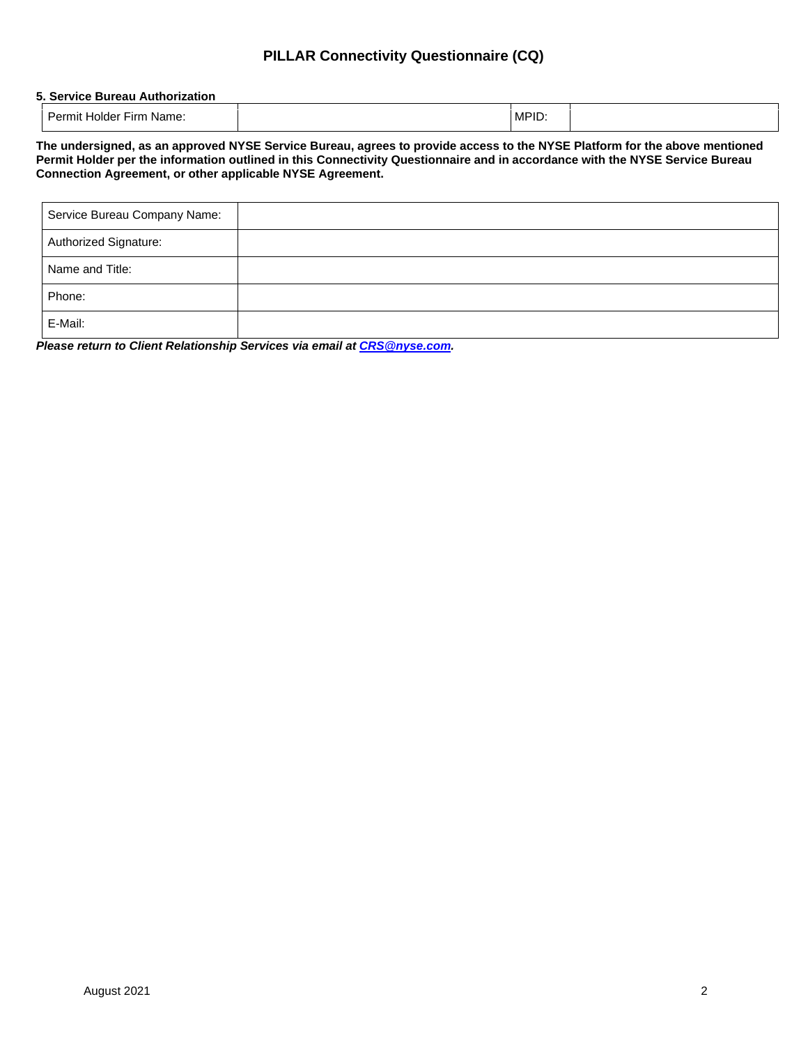# PILLAR Connectivity Questionnaire (CQ)

**5. Service Bureau Authorization**

| | | | |
|---|---|---|---|
| Permit Holder Firm Name: | | MPID: | |

**The undersigned, as an approved NYSE Service Bureau, agrees to provide access to the NYSE Platform for the above mentioned Permit Holder per the information outlined in this Connectivity Questionnaire and in accordance with the NYSE Service Bureau Connection Agreement, or other applicable NYSE Agreement.**

| | |
|---|---|
| Service Bureau Company Name: | |
| Authorized Signature: | |
| Name and Title: | |
| Phone: | |
| E-Mail: | |

***Please return to Client Relationship Services via email at CRS@nyse.com.***

August 2021